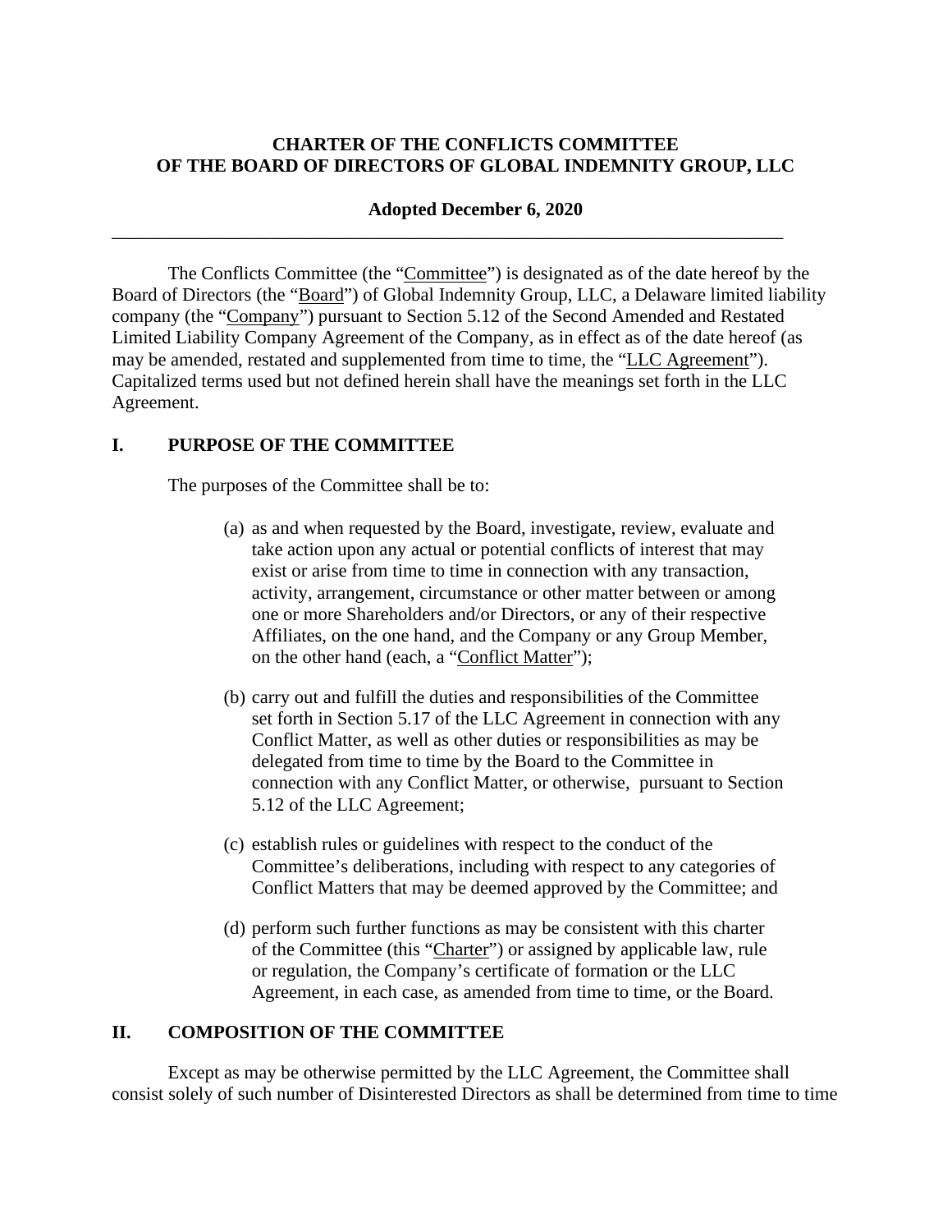**CHARTER OF THE CONFLICTS COMMITTEE**
**OF THE BOARD OF DIRECTORS OF GLOBAL INDEMNITY GROUP, LLC**

**Adopted December 6, 2020**

---

The Conflicts Committee (the "Committee") is designated as of the date hereof by the Board of Directors (the "Board") of Global Indemnity Group, LLC, a Delaware limited liability company (the "Company") pursuant to Section 5.12 of the Second Amended and Restated Limited Liability Company Agreement of the Company, as in effect as of the date hereof (as may be amended, restated and supplemented from time to time, the "LLC Agreement"). Capitalized terms used but not defined herein shall have the meanings set forth in the LLC Agreement.

## I. PURPOSE OF THE COMMITTEE

The purposes of the Committee shall be to:

(a) as and when requested by the Board, investigate, review, evaluate and take action upon any actual or potential conflicts of interest that may exist or arise from time to time in connection with any transaction, activity, arrangement, circumstance or other matter between or among one or more Shareholders and/or Directors, or any of their respective Affiliates, on the one hand, and the Company or any Group Member, on the other hand (each, a "Conflict Matter");

(b) carry out and fulfill the duties and responsibilities of the Committee set forth in Section 5.17 of the LLC Agreement in connection with any Conflict Matter, as well as other duties or responsibilities as may be delegated from time to time by the Board to the Committee in connection with any Conflict Matter, or otherwise, pursuant to Section 5.12 of the LLC Agreement;

(c) establish rules or guidelines with respect to the conduct of the Committee's deliberations, including with respect to any categories of Conflict Matters that may be deemed approved by the Committee; and

(d) perform such further functions as may be consistent with this charter of the Committee (this "Charter") or assigned by applicable law, rule or regulation, the Company's certificate of formation or the LLC Agreement, in each case, as amended from time to time, or the Board.

## II. COMPOSITION OF THE COMMITTEE

Except as may be otherwise permitted by the LLC Agreement, the Committee shall consist solely of such number of Disinterested Directors as shall be determined from time to time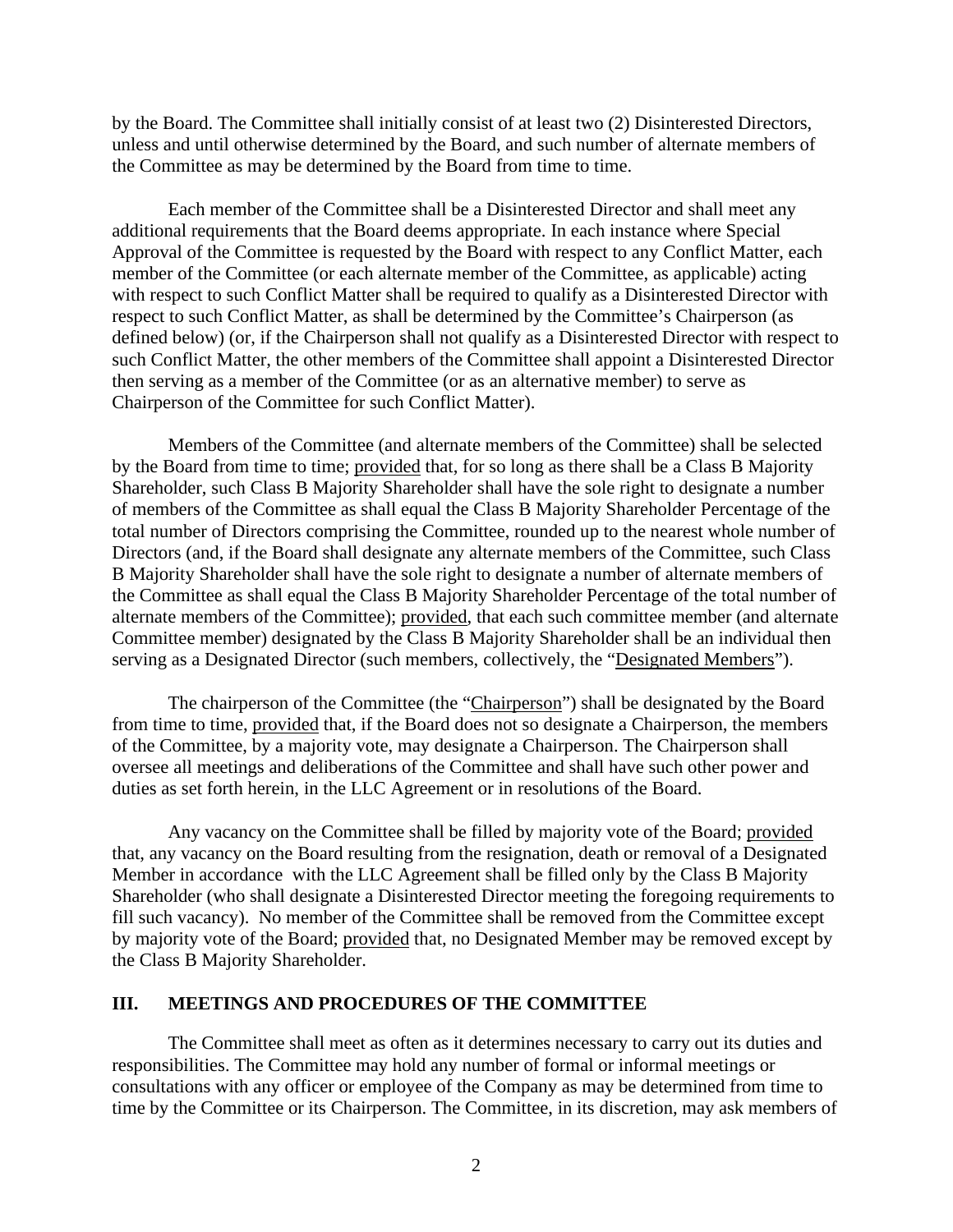by the Board. The Committee shall initially consist of at least two (2) Disinterested Directors, unless and until otherwise determined by the Board, and such number of alternate members of the Committee as may be determined by the Board from time to time.

Each member of the Committee shall be a Disinterested Director and shall meet any additional requirements that the Board deems appropriate. In each instance where Special Approval of the Committee is requested by the Board with respect to any Conflict Matter, each member of the Committee (or each alternate member of the Committee, as applicable) acting with respect to such Conflict Matter shall be required to qualify as a Disinterested Director with respect to such Conflict Matter, as shall be determined by the Committee's Chairperson (as defined below) (or, if the Chairperson shall not qualify as a Disinterested Director with respect to such Conflict Matter, the other members of the Committee shall appoint a Disinterested Director then serving as a member of the Committee (or as an alternative member) to serve as Chairperson of the Committee for such Conflict Matter).

Members of the Committee (and alternate members of the Committee) shall be selected by the Board from time to time; provided that, for so long as there shall be a Class B Majority Shareholder, such Class B Majority Shareholder shall have the sole right to designate a number of members of the Committee as shall equal the Class B Majority Shareholder Percentage of the total number of Directors comprising the Committee, rounded up to the nearest whole number of Directors (and, if the Board shall designate any alternate members of the Committee, such Class B Majority Shareholder shall have the sole right to designate a number of alternate members of the Committee as shall equal the Class B Majority Shareholder Percentage of the total number of alternate members of the Committee); provided, that each such committee member (and alternate Committee member) designated by the Class B Majority Shareholder shall be an individual then serving as a Designated Director (such members, collectively, the "Designated Members").

The chairperson of the Committee (the "Chairperson") shall be designated by the Board from time to time, provided that, if the Board does not so designate a Chairperson, the members of the Committee, by a majority vote, may designate a Chairperson. The Chairperson shall oversee all meetings and deliberations of the Committee and shall have such other power and duties as set forth herein, in the LLC Agreement or in resolutions of the Board.

Any vacancy on the Committee shall be filled by majority vote of the Board; provided that, any vacancy on the Board resulting from the resignation, death or removal of a Designated Member in accordance with the LLC Agreement shall be filled only by the Class B Majority Shareholder (who shall designate a Disinterested Director meeting the foregoing requirements to fill such vacancy). No member of the Committee shall be removed from the Committee except by majority vote of the Board; provided that, no Designated Member may be removed except by the Class B Majority Shareholder.

## III. MEETINGS AND PROCEDURES OF THE COMMITTEE

The Committee shall meet as often as it determines necessary to carry out its duties and responsibilities. The Committee may hold any number of formal or informal meetings or consultations with any officer or employee of the Company as may be determined from time to time by the Committee or its Chairperson. The Committee, in its discretion, may ask members of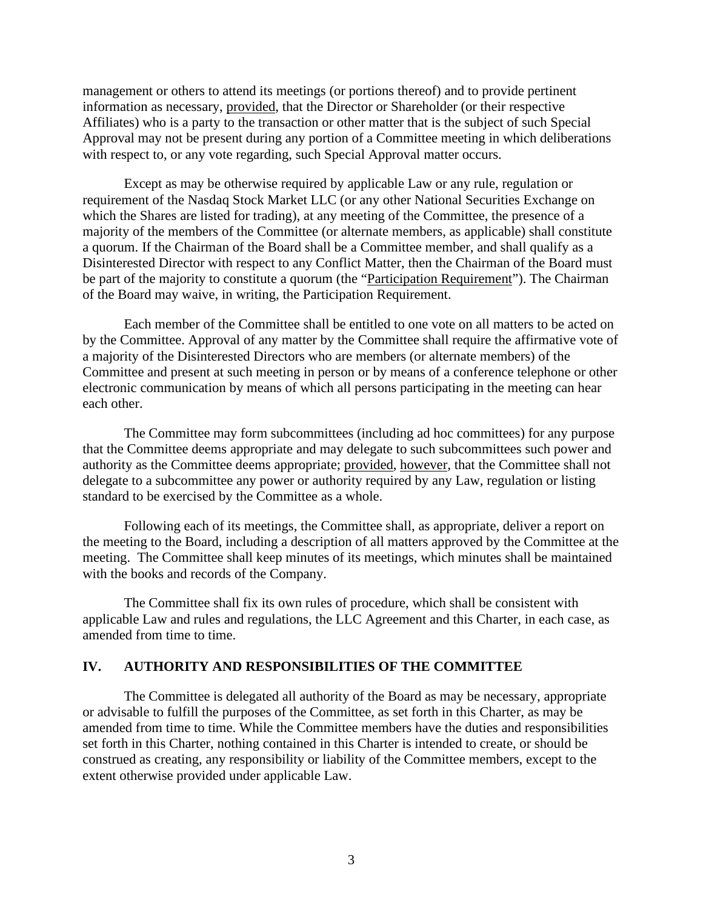management or others to attend its meetings (or portions thereof) and to provide pertinent information as necessary, provided, that the Director or Shareholder (or their respective Affiliates) who is a party to the transaction or other matter that is the subject of such Special Approval may not be present during any portion of a Committee meeting in which deliberations with respect to, or any vote regarding, such Special Approval matter occurs.

Except as may be otherwise required by applicable Law or any rule, regulation or requirement of the Nasdaq Stock Market LLC (or any other National Securities Exchange on which the Shares are listed for trading), at any meeting of the Committee, the presence of a majority of the members of the Committee (or alternate members, as applicable) shall constitute a quorum. If the Chairman of the Board shall be a Committee member, and shall qualify as a Disinterested Director with respect to any Conflict Matter, then the Chairman of the Board must be part of the majority to constitute a quorum (the "Participation Requirement"). The Chairman of the Board may waive, in writing, the Participation Requirement.

Each member of the Committee shall be entitled to one vote on all matters to be acted on by the Committee. Approval of any matter by the Committee shall require the affirmative vote of a majority of the Disinterested Directors who are members (or alternate members) of the Committee and present at such meeting in person or by means of a conference telephone or other electronic communication by means of which all persons participating in the meeting can hear each other.

The Committee may form subcommittees (including ad hoc committees) for any purpose that the Committee deems appropriate and may delegate to such subcommittees such power and authority as the Committee deems appropriate; provided, however, that the Committee shall not delegate to a subcommittee any power or authority required by any Law, regulation or listing standard to be exercised by the Committee as a whole.

Following each of its meetings, the Committee shall, as appropriate, deliver a report on the meeting to the Board, including a description of all matters approved by the Committee at the meeting. The Committee shall keep minutes of its meetings, which minutes shall be maintained with the books and records of the Company.

The Committee shall fix its own rules of procedure, which shall be consistent with applicable Law and rules and regulations, the LLC Agreement and this Charter, in each case, as amended from time to time.

## IV. AUTHORITY AND RESPONSIBILITIES OF THE COMMITTEE

The Committee is delegated all authority of the Board as may be necessary, appropriate or advisable to fulfill the purposes of the Committee, as set forth in this Charter, as may be amended from time to time. While the Committee members have the duties and responsibilities set forth in this Charter, nothing contained in this Charter is intended to create, or should be construed as creating, any responsibility or liability of the Committee members, except to the extent otherwise provided under applicable Law.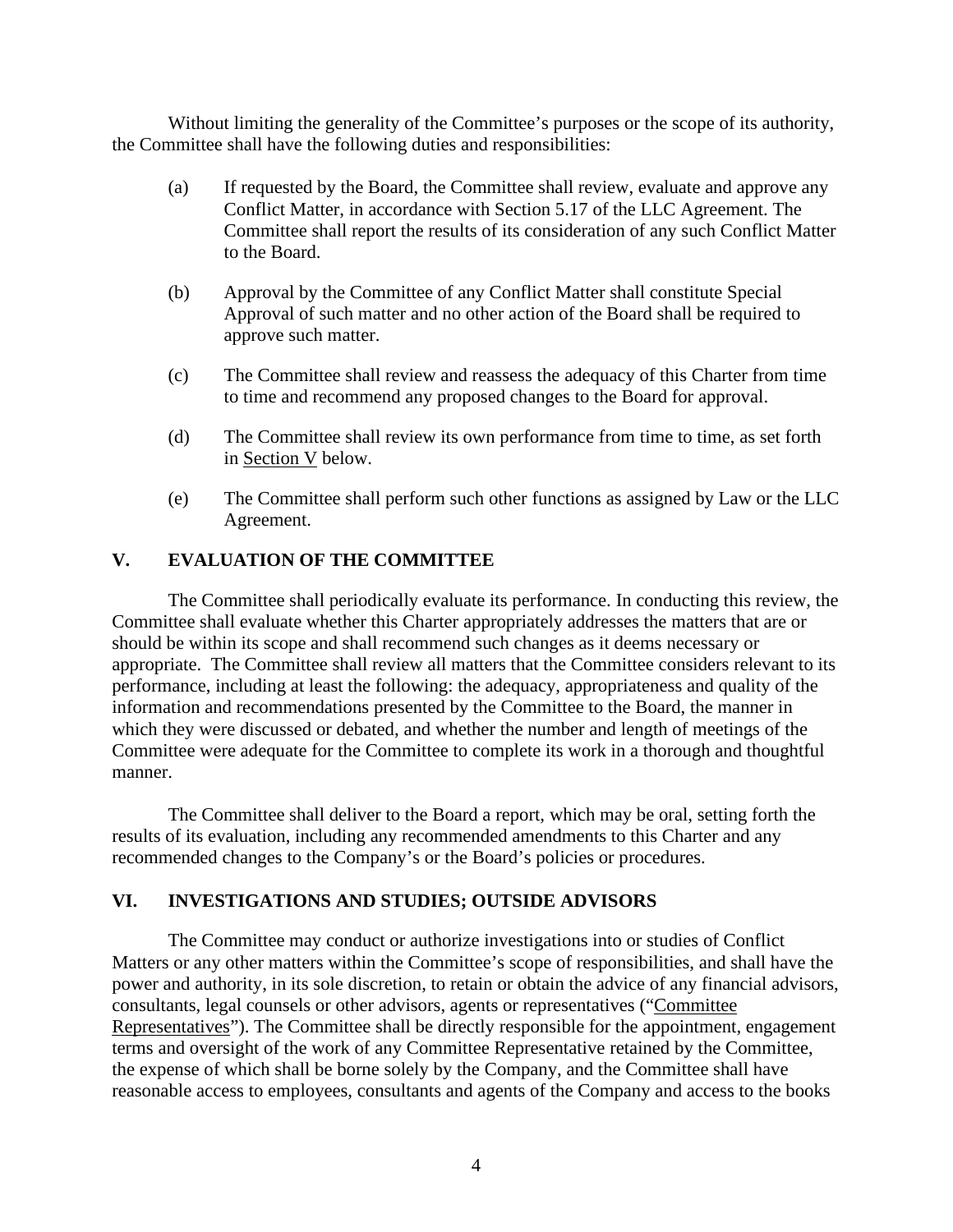Without limiting the generality of the Committee's purposes or the scope of its authority, the Committee shall have the following duties and responsibilities:

(a) If requested by the Board, the Committee shall review, evaluate and approve any Conflict Matter, in accordance with Section 5.17 of the LLC Agreement. The Committee shall report the results of its consideration of any such Conflict Matter to the Board.

(b) Approval by the Committee of any Conflict Matter shall constitute Special Approval of such matter and no other action of the Board shall be required to approve such matter.

(c) The Committee shall review and reassess the adequacy of this Charter from time to time and recommend any proposed changes to the Board for approval.

(d) The Committee shall review its own performance from time to time, as set forth in Section V below.

(e) The Committee shall perform such other functions as assigned by Law or the LLC Agreement.

## V. EVALUATION OF THE COMMITTEE

The Committee shall periodically evaluate its performance. In conducting this review, the Committee shall evaluate whether this Charter appropriately addresses the matters that are or should be within its scope and shall recommend such changes as it deems necessary or appropriate. The Committee shall review all matters that the Committee considers relevant to its performance, including at least the following: the adequacy, appropriateness and quality of the information and recommendations presented by the Committee to the Board, the manner in which they were discussed or debated, and whether the number and length of meetings of the Committee were adequate for the Committee to complete its work in a thorough and thoughtful manner.

The Committee shall deliver to the Board a report, which may be oral, setting forth the results of its evaluation, including any recommended amendments to this Charter and any recommended changes to the Company's or the Board's policies or procedures.

## VI. INVESTIGATIONS AND STUDIES; OUTSIDE ADVISORS

The Committee may conduct or authorize investigations into or studies of Conflict Matters or any other matters within the Committee's scope of responsibilities, and shall have the power and authority, in its sole discretion, to retain or obtain the advice of any financial advisors, consultants, legal counsels or other advisors, agents or representatives ("Committee Representatives"). The Committee shall be directly responsible for the appointment, engagement terms and oversight of the work of any Committee Representative retained by the Committee, the expense of which shall be borne solely by the Company, and the Committee shall have reasonable access to employees, consultants and agents of the Company and access to the books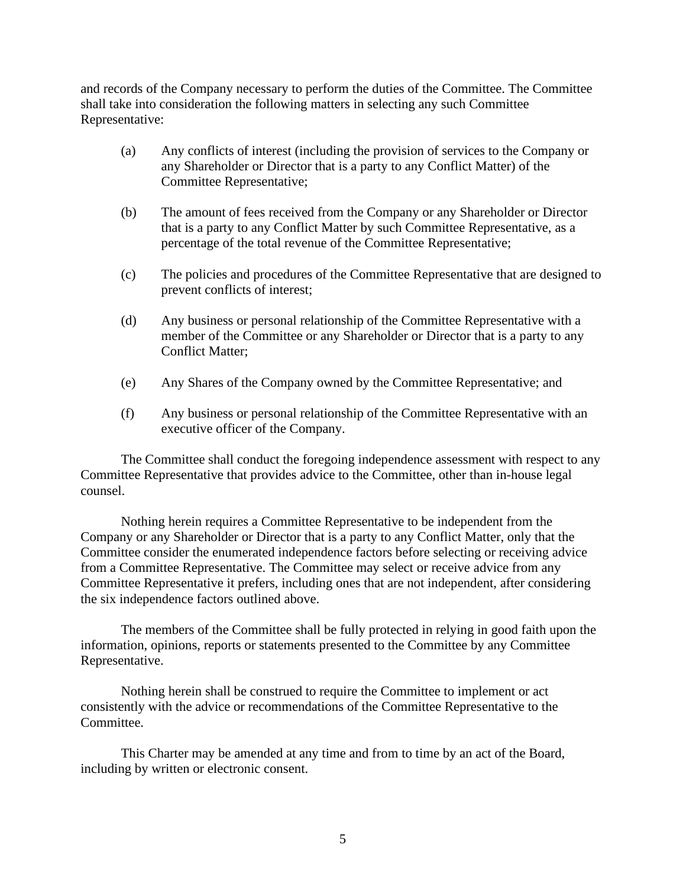and records of the Company necessary to perform the duties of the Committee. The Committee shall take into consideration the following matters in selecting any such Committee Representative:

(a) Any conflicts of interest (including the provision of services to the Company or any Shareholder or Director that is a party to any Conflict Matter) of the Committee Representative;

(b) The amount of fees received from the Company or any Shareholder or Director that is a party to any Conflict Matter by such Committee Representative, as a percentage of the total revenue of the Committee Representative;

(c) The policies and procedures of the Committee Representative that are designed to prevent conflicts of interest;

(d) Any business or personal relationship of the Committee Representative with a member of the Committee or any Shareholder or Director that is a party to any Conflict Matter;

(e) Any Shares of the Company owned by the Committee Representative; and

(f) Any business or personal relationship of the Committee Representative with an executive officer of the Company.

The Committee shall conduct the foregoing independence assessment with respect to any Committee Representative that provides advice to the Committee, other than in-house legal counsel.

Nothing herein requires a Committee Representative to be independent from the Company or any Shareholder or Director that is a party to any Conflict Matter, only that the Committee consider the enumerated independence factors before selecting or receiving advice from a Committee Representative. The Committee may select or receive advice from any Committee Representative it prefers, including ones that are not independent, after considering the six independence factors outlined above.

The members of the Committee shall be fully protected in relying in good faith upon the information, opinions, reports or statements presented to the Committee by any Committee Representative.

Nothing herein shall be construed to require the Committee to implement or act consistently with the advice or recommendations of the Committee Representative to the Committee.

This Charter may be amended at any time and from to time by an act of the Board, including by written or electronic consent.